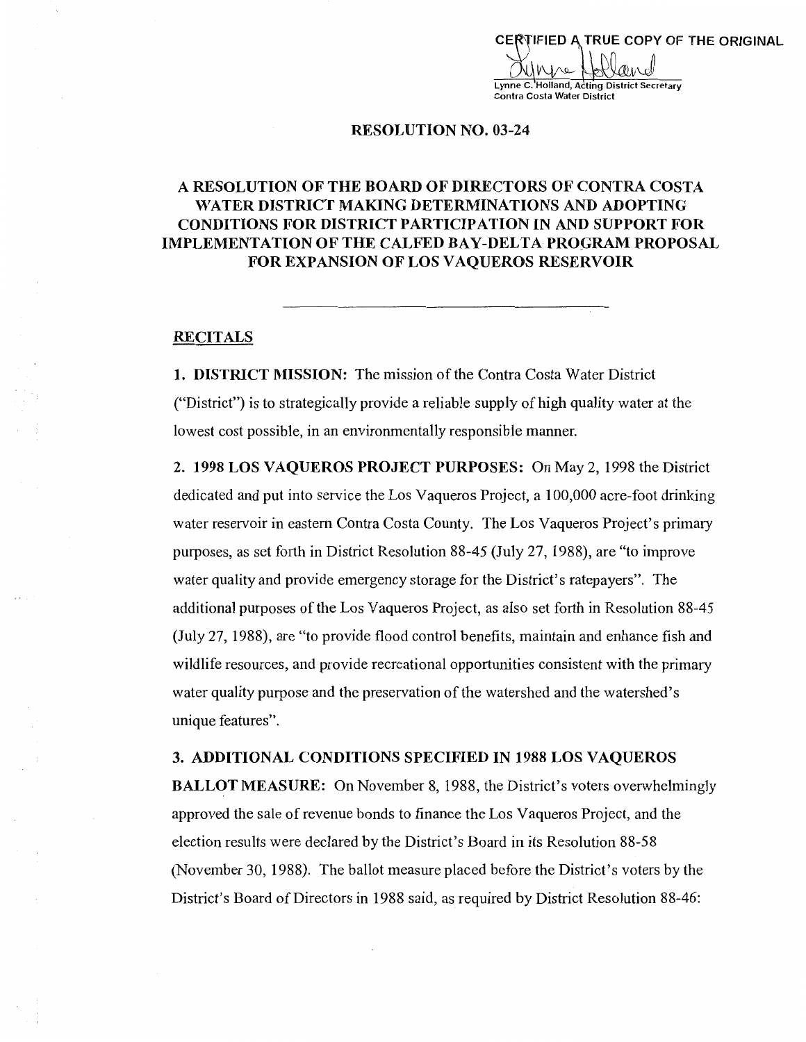CERTIFIED A TRUE COPY OF THE ORIGINAL

Lynne C. Holland, Acting District Secretary
Contra Costa Water District

# RESOLUTION NO. 03-24

## A RESOLUTION OF THE BOARD OF DIRECTORS OF CONTRA COSTA WATER DISTRICT MAKING DETERMINATIONS AND ADOPTING CONDITIONS FOR DISTRICT PARTICIPATION IN AND SUPPORT FOR IMPLEMENTATION OF THE CALFED BAY-DELTA PROGRAM PROPOSAL FOR EXPANSION OF LOS VAQUEROS RESERVOIR

---

### RECITALS

**1. DISTRICT MISSION:** The mission of the Contra Costa Water District ("District") is to strategically provide a reliable supply of high quality water at the lowest cost possible, in an environmentally responsible manner.

**2. 1998 LOS VAQUEROS PROJECT PURPOSES:** On May 2, 1998 the District dedicated and put into service the Los Vaqueros Project, a 100,000 acre-foot drinking water reservoir in eastern Contra Costa County. The Los Vaqueros Project's primary purposes, as set forth in District Resolution 88-45 (July 27, 1988), are "to improve water quality and provide emergency storage for the District's ratepayers". The additional purposes of the Los Vaqueros Project, as also set forth in Resolution 88-45 (July 27, 1988), are "to provide flood control benefits, maintain and enhance fish and wildlife resources, and provide recreational opportunities consistent with the primary water quality purpose and the preservation of the watershed and the watershed's unique features".

**3. ADDITIONAL CONDITIONS SPECIFIED IN 1988 LOS VAQUEROS BALLOT MEASURE:** On November 8, 1988, the District's voters overwhelmingly approved the sale of revenue bonds to finance the Los Vaqueros Project, and the election results were declared by the District's Board in its Resolution 88-58 (November 30, 1988). The ballot measure placed before the District's voters by the District's Board of Directors in 1988 said, as required by District Resolution 88-46: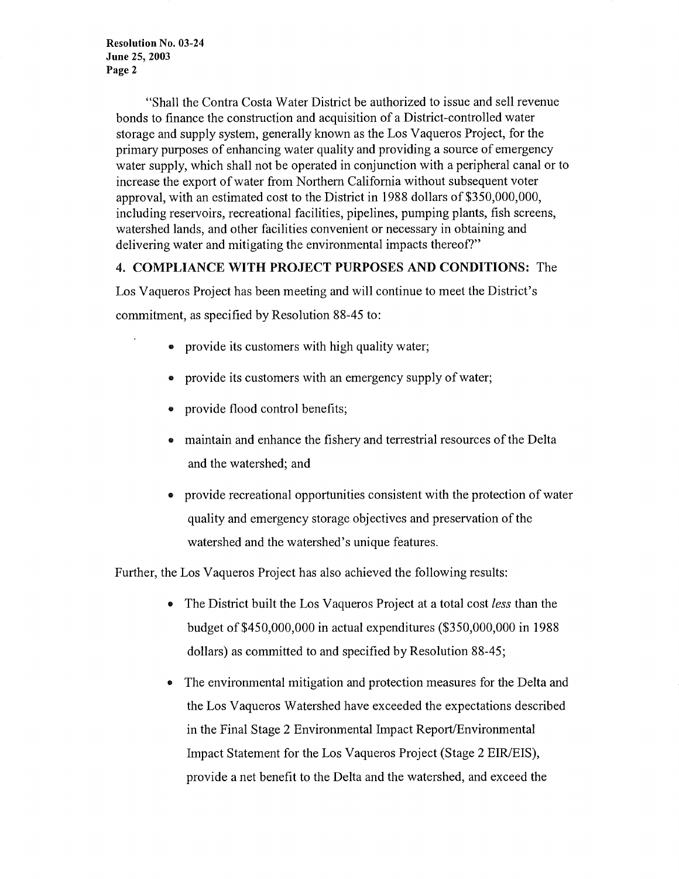"Shall the Contra Costa Water District be authorized to issue and sell revenue bonds to finance the construction and acquisition of a District-controlled water storage and supply system, generally known as the Los Vaqueros Project, for the primary purposes of enhancing water quality and providing a source of emergency water supply, which shall not be operated in conjunction with a peripheral canal or to increase the export of water from Northern California without subsequent voter approval, with an estimated cost to the District in 1988 dollars of $350,000,000, including reservoirs, recreational facilities, pipelines, pumping plants, fish screens, watershed lands, and other facilities convenient or necessary in obtaining and delivering water and mitigating the environmental impacts thereof?"

**4. COMPLIANCE WITH PROJECT PURPOSES AND CONDITIONS:** The Los Vaqueros Project has been meeting and will continue to meet the District's commitment, as specified by Resolution 88-45 to:

- provide its customers with high quality water;
- provide its customers with an emergency supply of water;
- provide flood control benefits;
- maintain and enhance the fishery and terrestrial resources of the Delta and the watershed; and
- provide recreational opportunities consistent with the protection of water quality and emergency storage objectives and preservation of the watershed and the watershed's unique features.

Further, the Los Vaqueros Project has also achieved the following results:

- The District built the Los Vaqueros Project at a total cost *less* than the budget of $450,000,000 in actual expenditures ($350,000,000 in 1988 dollars) as committed to and specified by Resolution 88-45;
- The environmental mitigation and protection measures for the Delta and the Los Vaqueros Watershed have exceeded the expectations described in the Final Stage 2 Environmental Impact Report/Environmental Impact Statement for the Los Vaqueros Project (Stage 2 EIR/EIS), provide a net benefit to the Delta and the watershed, and exceed the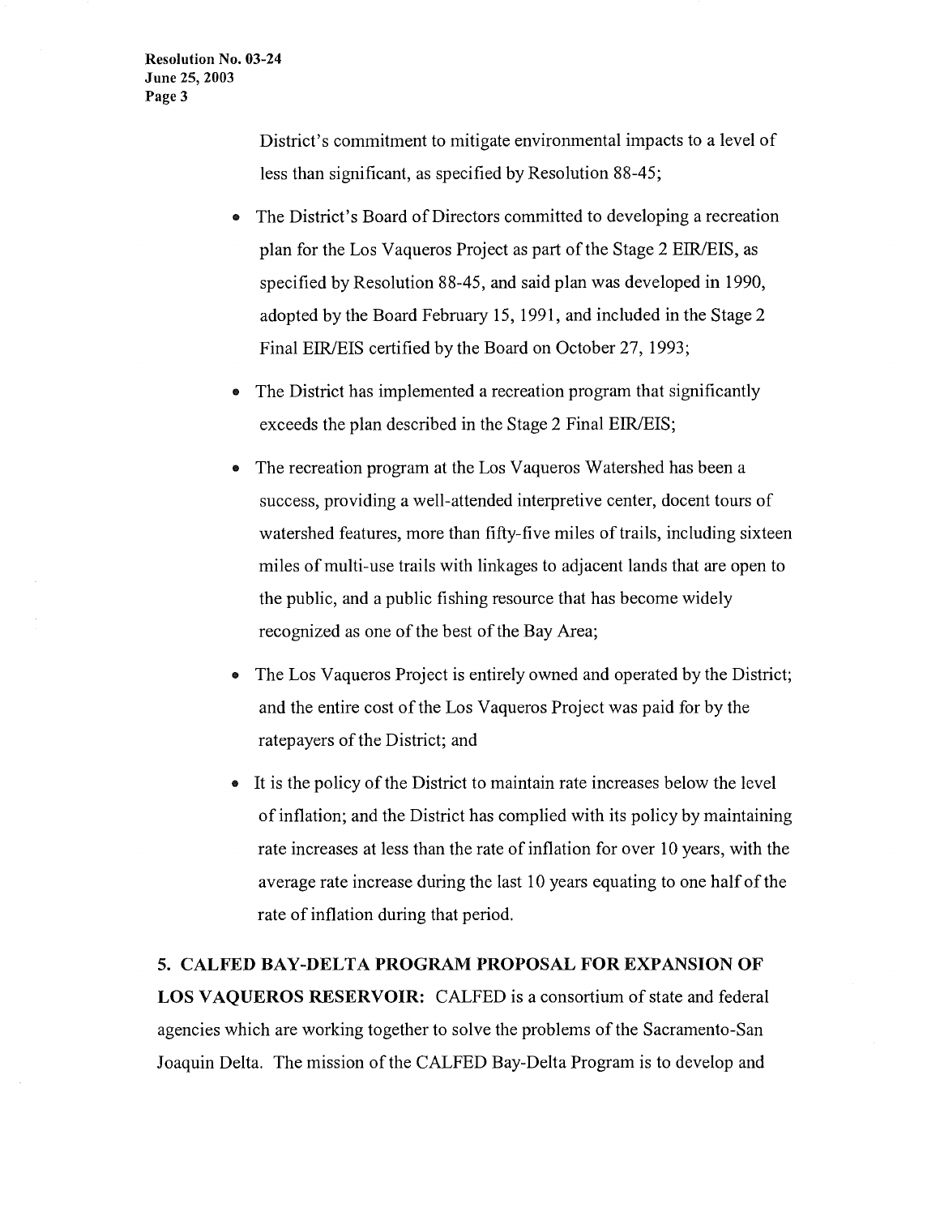District's commitment to mitigate environmental impacts to a level of less than significant, as specified by Resolution 88-45;

- The District's Board of Directors committed to developing a recreation plan for the Los Vaqueros Project as part of the Stage 2 EIR/EIS, as specified by Resolution 88-45, and said plan was developed in 1990, adopted by the Board February 15, 1991, and included in the Stage 2 Final EIR/EIS certified by the Board on October 27, 1993;
- The District has implemented a recreation program that significantly exceeds the plan described in the Stage 2 Final EIR/EIS;
- The recreation program at the Los Vaqueros Watershed has been a success, providing a well-attended interpretive center, docent tours of watershed features, more than fifty-five miles of trails, including sixteen miles of multi-use trails with linkages to adjacent lands that are open to the public, and a public fishing resource that has become widely recognized as one of the best of the Bay Area;
- The Los Vaqueros Project is entirely owned and operated by the District; and the entire cost of the Los Vaqueros Project was paid for by the ratepayers of the District; and
- It is the policy of the District to maintain rate increases below the level of inflation; and the District has complied with its policy by maintaining rate increases at less than the rate of inflation for over 10 years, with the average rate increase during the last 10 years equating to one half of the rate of inflation during that period.

**5. CALFED BAY-DELTA PROGRAM PROPOSAL FOR EXPANSION OF LOS VAQUEROS RESERVOIR:** CALFED is a consortium of state and federal agencies which are working together to solve the problems of the Sacramento-San Joaquin Delta. The mission of the CALFED Bay-Delta Program is to develop and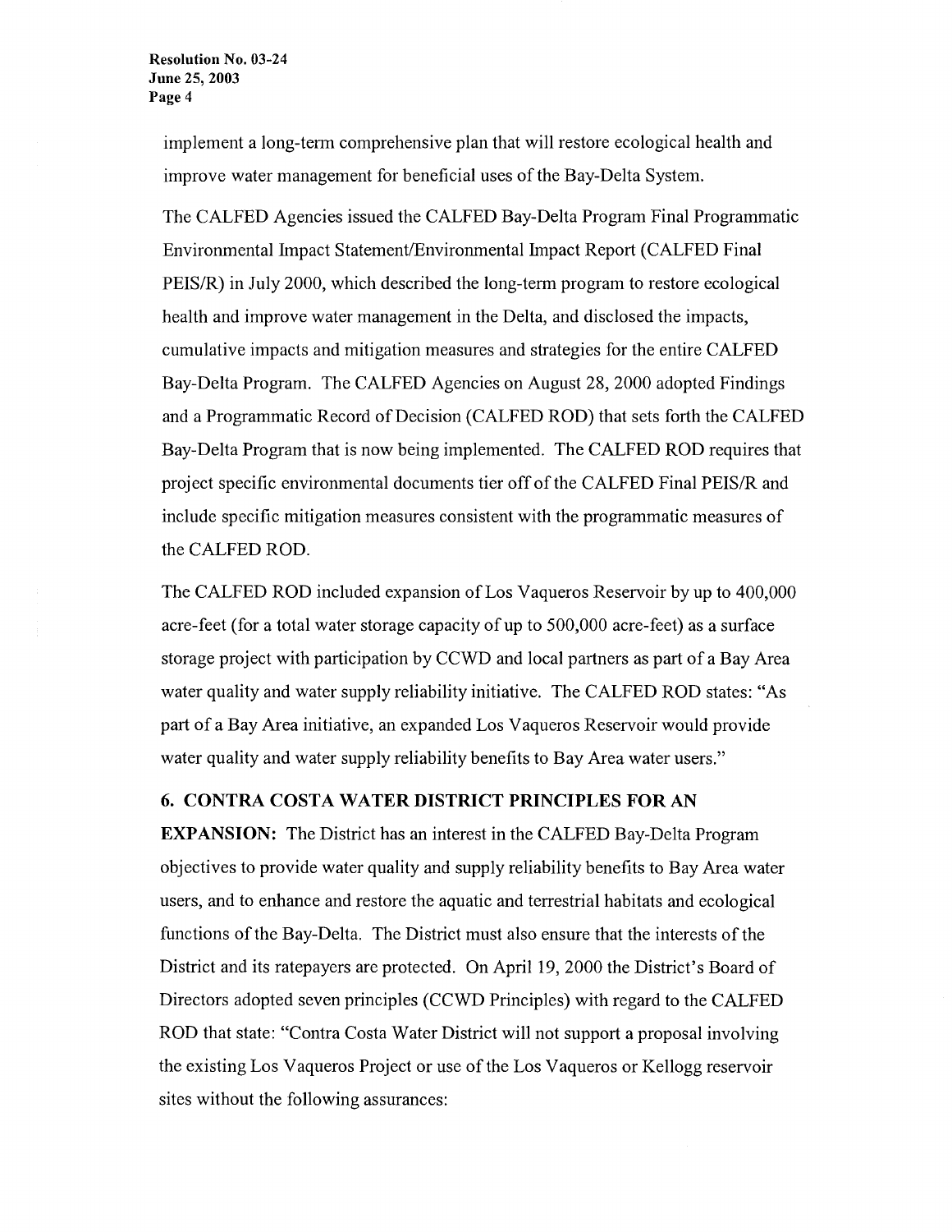implement a long-term comprehensive plan that will restore ecological health and improve water management for beneficial uses of the Bay-Delta System.

The CALFED Agencies issued the CALFED Bay-Delta Program Final Programmatic Environmental Impact Statement/Environmental Impact Report (CALFED Final PEIS/R) in July 2000, which described the long-term program to restore ecological health and improve water management in the Delta, and disclosed the impacts, cumulative impacts and mitigation measures and strategies for the entire CALFED Bay-Delta Program. The CALFED Agencies on August 28, 2000 adopted Findings and a Programmatic Record of Decision (CALFED ROD) that sets forth the CALFED Bay-Delta Program that is now being implemented. The CALFED ROD requires that project specific environmental documents tier off of the CALFED Final PEIS/R and include specific mitigation measures consistent with the programmatic measures of the CALFED ROD.

The CALFED ROD included expansion of Los Vaqueros Reservoir by up to 400,000 acre-feet (for a total water storage capacity of up to 500,000 acre-feet) as a surface storage project with participation by CCWD and local partners as part of a Bay Area water quality and water supply reliability initiative. The CALFED ROD states: "As part of a Bay Area initiative, an expanded Los Vaqueros Reservoir would provide water quality and water supply reliability benefits to Bay Area water users."

**6. CONTRA COSTA WATER DISTRICT PRINCIPLES FOR AN EXPANSION:** The District has an interest in the CALFED Bay-Delta Program objectives to provide water quality and supply reliability benefits to Bay Area water users, and to enhance and restore the aquatic and terrestrial habitats and ecological functions of the Bay-Delta. The District must also ensure that the interests of the District and its ratepayers are protected. On April 19, 2000 the District's Board of Directors adopted seven principles (CCWD Principles) with regard to the CALFED ROD that state: "Contra Costa Water District will not support a proposal involving the existing Los Vaqueros Project or use of the Los Vaqueros or Kellogg reservoir sites without the following assurances: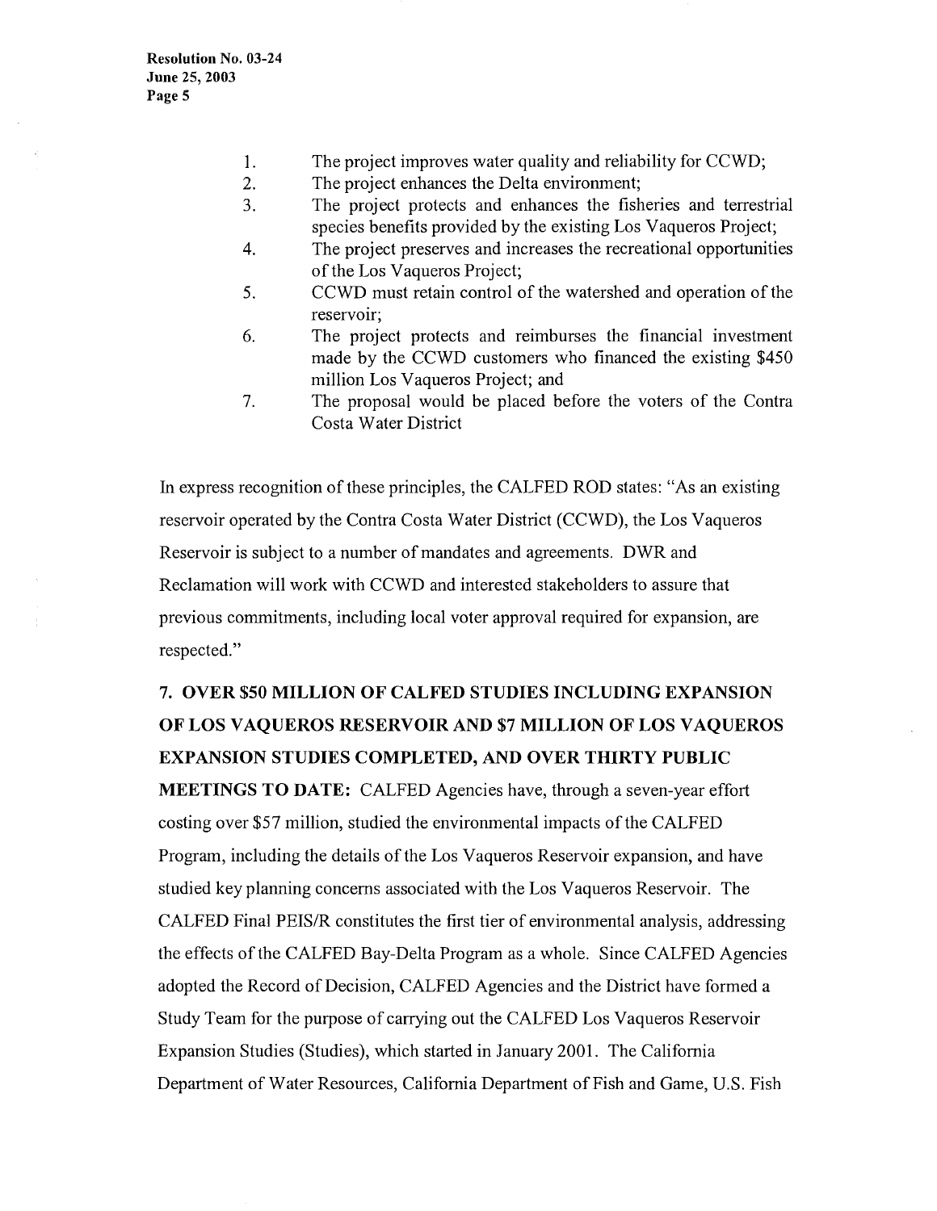1. The project improves water quality and reliability for CCWD;
2. The project enhances the Delta environment;
3. The project protects and enhances the fisheries and terrestrial species benefits provided by the existing Los Vaqueros Project;
4. The project preserves and increases the recreational opportunities of the Los Vaqueros Project;
5. CCWD must retain control of the watershed and operation of the reservoir;
6. The project protects and reimburses the financial investment made by the CCWD customers who financed the existing $450 million Los Vaqueros Project; and
7. The proposal would be placed before the voters of the Contra Costa Water District

In express recognition of these principles, the CALFED ROD states: "As an existing reservoir operated by the Contra Costa Water District (CCWD), the Los Vaqueros Reservoir is subject to a number of mandates and agreements. DWR and Reclamation will work with CCWD and interested stakeholders to assure that previous commitments, including local voter approval required for expansion, are respected."

**7. OVER $50 MILLION OF CALFED STUDIES INCLUDING EXPANSION OF LOS VAQUEROS RESERVOIR AND $7 MILLION OF LOS VAQUEROS EXPANSION STUDIES COMPLETED, AND OVER THIRTY PUBLIC MEETINGS TO DATE:** CALFED Agencies have, through a seven-year effort costing over $57 million, studied the environmental impacts of the CALFED Program, including the details of the Los Vaqueros Reservoir expansion, and have studied key planning concerns associated with the Los Vaqueros Reservoir. The CALFED Final PEIS/R constitutes the first tier of environmental analysis, addressing the effects of the CALFED Bay-Delta Program as a whole. Since CALFED Agencies adopted the Record of Decision, CALFED Agencies and the District have formed a Study Team for the purpose of carrying out the CALFED Los Vaqueros Reservoir Expansion Studies (Studies), which started in January 2001. The California Department of Water Resources, California Department of Fish and Game, U.S. Fish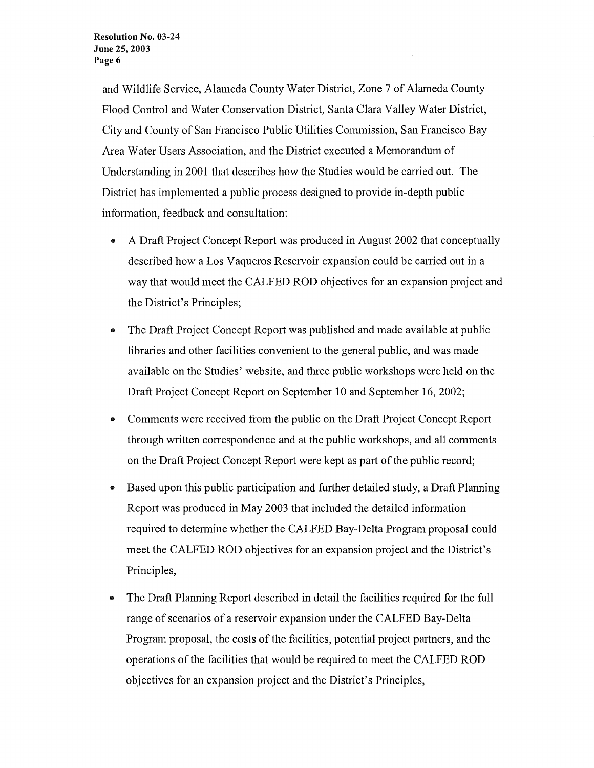and Wildlife Service, Alameda County Water District, Zone 7 of Alameda County Flood Control and Water Conservation District, Santa Clara Valley Water District, City and County of San Francisco Public Utilities Commission, San Francisco Bay Area Water Users Association, and the District executed a Memorandum of Understanding in 2001 that describes how the Studies would be carried out. The District has implemented a public process designed to provide in-depth public information, feedback and consultation:

- A Draft Project Concept Report was produced in August 2002 that conceptually described how a Los Vaqueros Reservoir expansion could be carried out in a way that would meet the CALFED ROD objectives for an expansion project and the District's Principles;
- The Draft Project Concept Report was published and made available at public libraries and other facilities convenient to the general public, and was made available on the Studies' website, and three public workshops were held on the Draft Project Concept Report on September 10 and September 16, 2002;
- Comments were received from the public on the Draft Project Concept Report through written correspondence and at the public workshops, and all comments on the Draft Project Concept Report were kept as part of the public record;
- Based upon this public participation and further detailed study, a Draft Planning Report was produced in May 2003 that included the detailed information required to determine whether the CALFED Bay-Delta Program proposal could meet the CALFED ROD objectives for an expansion project and the District's Principles,
- The Draft Planning Report described in detail the facilities required for the full range of scenarios of a reservoir expansion under the CALFED Bay-Delta Program proposal, the costs of the facilities, potential project partners, and the operations of the facilities that would be required to meet the CALFED ROD objectives for an expansion project and the District's Principles,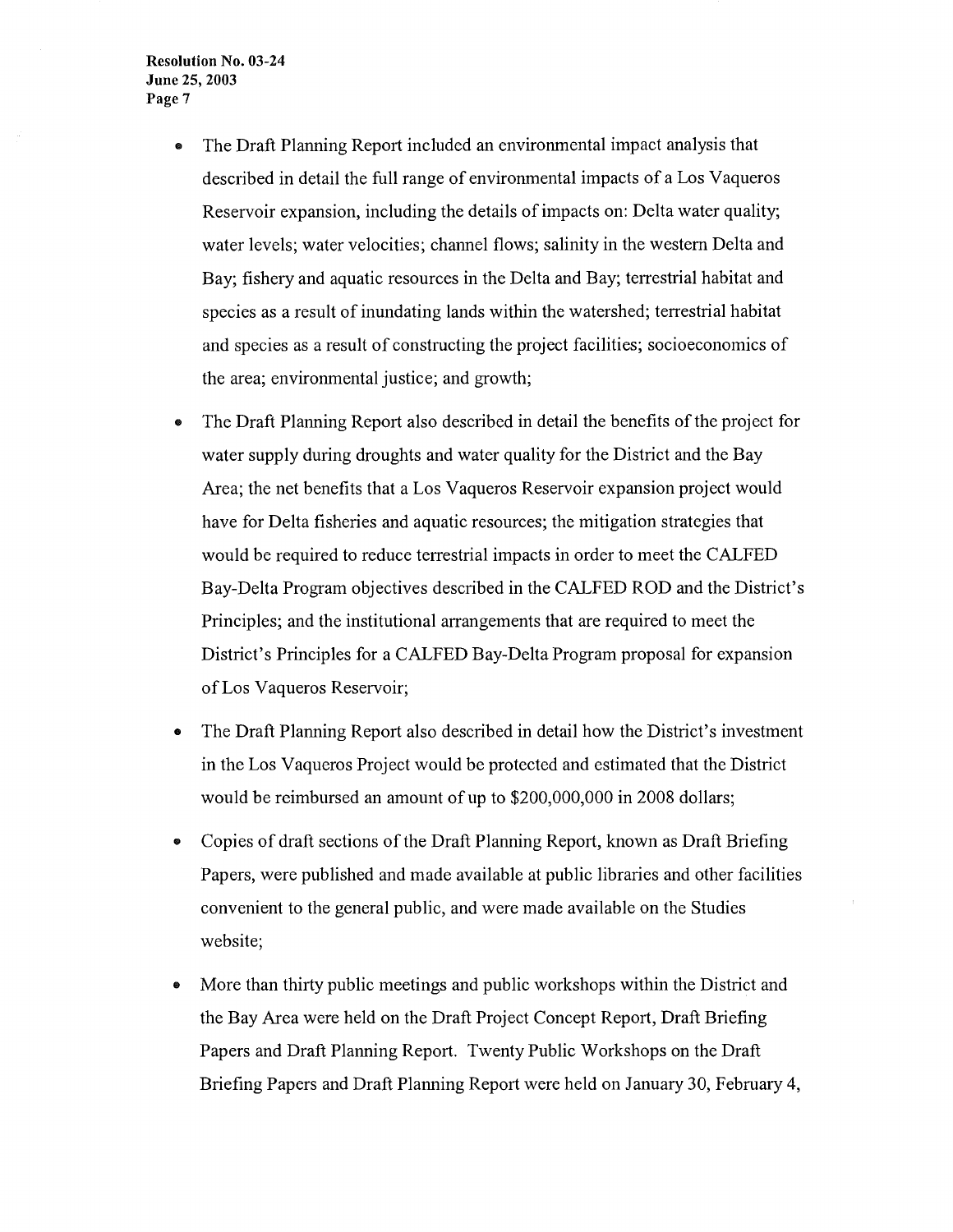- The Draft Planning Report included an environmental impact analysis that described in detail the full range of environmental impacts of a Los Vaqueros Reservoir expansion, including the details of impacts on: Delta water quality; water levels; water velocities; channel flows; salinity in the western Delta and Bay; fishery and aquatic resources in the Delta and Bay; terrestrial habitat and species as a result of inundating lands within the watershed; terrestrial habitat and species as a result of constructing the project facilities; socioeconomics of the area; environmental justice; and growth;

- The Draft Planning Report also described in detail the benefits of the project for water supply during droughts and water quality for the District and the Bay Area; the net benefits that a Los Vaqueros Reservoir expansion project would have for Delta fisheries and aquatic resources; the mitigation strategies that would be required to reduce terrestrial impacts in order to meet the CALFED Bay-Delta Program objectives described in the CALFED ROD and the District's Principles; and the institutional arrangements that are required to meet the District's Principles for a CALFED Bay-Delta Program proposal for expansion of Los Vaqueros Reservoir;

- The Draft Planning Report also described in detail how the District's investment in the Los Vaqueros Project would be protected and estimated that the District would be reimbursed an amount of up to $200,000,000 in 2008 dollars;

- Copies of draft sections of the Draft Planning Report, known as Draft Briefing Papers, were published and made available at public libraries and other facilities convenient to the general public, and were made available on the Studies website;

- More than thirty public meetings and public workshops within the District and the Bay Area were held on the Draft Project Concept Report, Draft Briefing Papers and Draft Planning Report. Twenty Public Workshops on the Draft Briefing Papers and Draft Planning Report were held on January 30, February 4,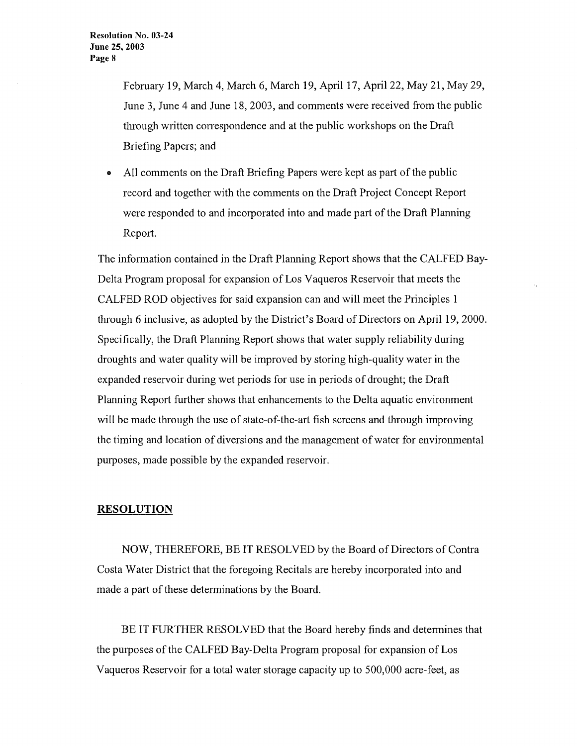February 19, March 4, March 6, March 19, April 17, April 22, May 21, May 29, June 3, June 4 and June 18, 2003, and comments were received from the public through written correspondence and at the public workshops on the Draft Briefing Papers; and

- All comments on the Draft Briefing Papers were kept as part of the public record and together with the comments on the Draft Project Concept Report were responded to and incorporated into and made part of the Draft Planning Report.

The information contained in the Draft Planning Report shows that the CALFED Bay-Delta Program proposal for expansion of Los Vaqueros Reservoir that meets the CALFED ROD objectives for said expansion can and will meet the Principles 1 through 6 inclusive, as adopted by the District's Board of Directors on April 19, 2000. Specifically, the Draft Planning Report shows that water supply reliability during droughts and water quality will be improved by storing high-quality water in the expanded reservoir during wet periods for use in periods of drought; the Draft Planning Report further shows that enhancements to the Delta aquatic environment will be made through the use of state-of-the-art fish screens and through improving the timing and location of diversions and the management of water for environmental purposes, made possible by the expanded reservoir.

## RESOLUTION

NOW, THEREFORE, BE IT RESOLVED by the Board of Directors of Contra Costa Water District that the foregoing Recitals are hereby incorporated into and made a part of these determinations by the Board.

BE IT FURTHER RESOLVED that the Board hereby finds and determines that the purposes of the CALFED Bay-Delta Program proposal for expansion of Los Vaqueros Reservoir for a total water storage capacity up to 500,000 acre-feet, as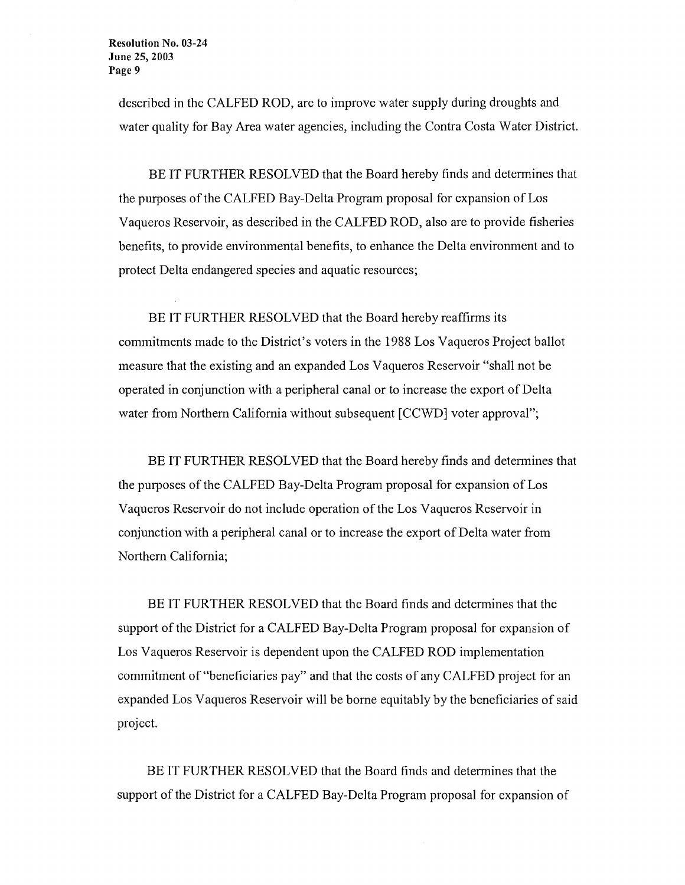described in the CALFED ROD, are to improve water supply during droughts and water quality for Bay Area water agencies, including the Contra Costa Water District.

BE IT FURTHER RESOLVED that the Board hereby finds and determines that the purposes of the CALFED Bay-Delta Program proposal for expansion of Los Vaqueros Reservoir, as described in the CALFED ROD, also are to provide fisheries benefits, to provide environmental benefits, to enhance the Delta environment and to protect Delta endangered species and aquatic resources;

BE IT FURTHER RESOLVED that the Board hereby reaffirms its commitments made to the District's voters in the 1988 Los Vaqueros Project ballot measure that the existing and an expanded Los Vaqueros Reservoir "shall not be operated in conjunction with a peripheral canal or to increase the export of Delta water from Northern California without subsequent [CCWD] voter approval";

BE IT FURTHER RESOLVED that the Board hereby finds and determines that the purposes of the CALFED Bay-Delta Program proposal for expansion of Los Vaqueros Reservoir do not include operation of the Los Vaqueros Reservoir in conjunction with a peripheral canal or to increase the export of Delta water from Northern California;

BE IT FURTHER RESOLVED that the Board finds and determines that the support of the District for a CALFED Bay-Delta Program proposal for expansion of Los Vaqueros Reservoir is dependent upon the CALFED ROD implementation commitment of "beneficiaries pay" and that the costs of any CALFED project for an expanded Los Vaqueros Reservoir will be borne equitably by the beneficiaries of said project.

BE IT FURTHER RESOLVED that the Board finds and determines that the support of the District for a CALFED Bay-Delta Program proposal for expansion of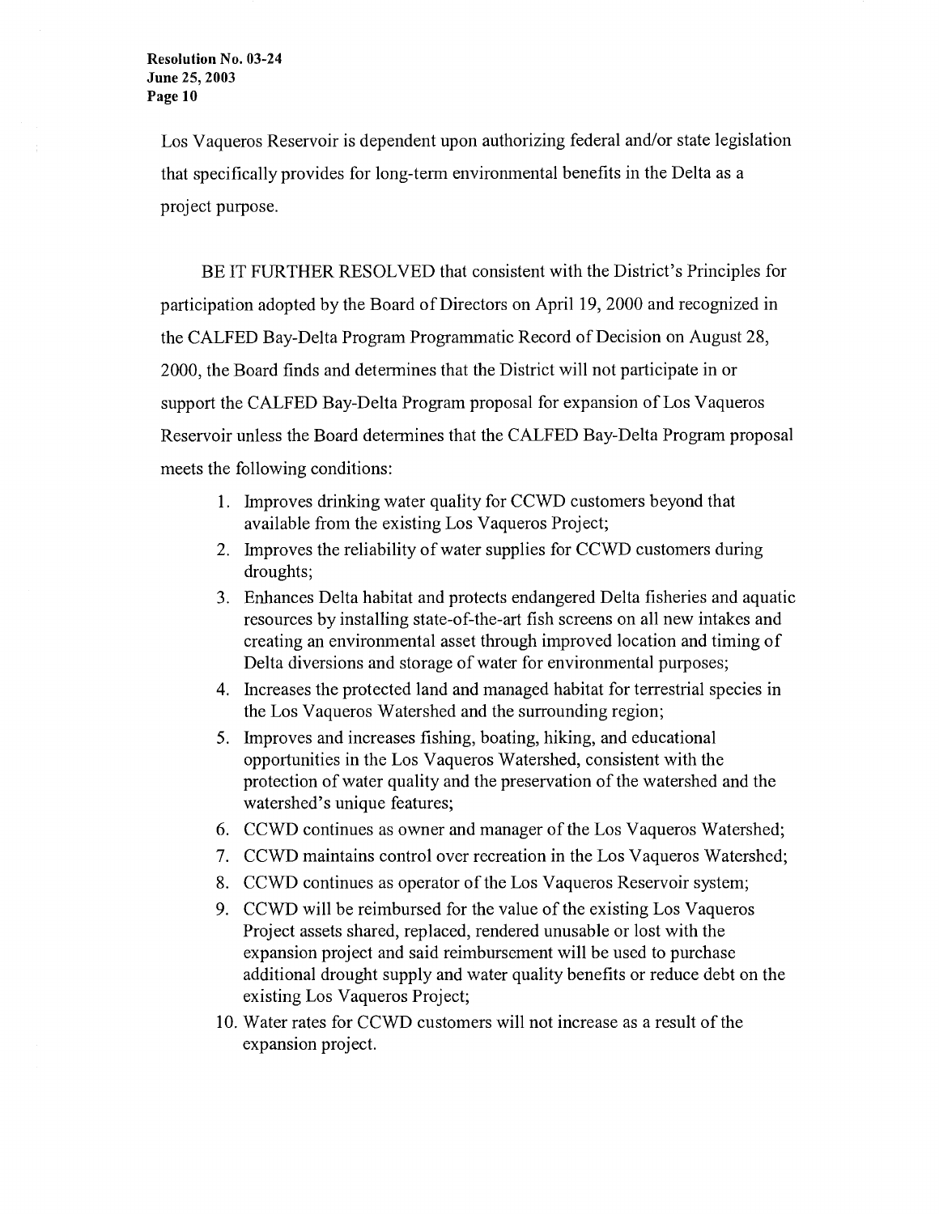Los Vaqueros Reservoir is dependent upon authorizing federal and/or state legislation that specifically provides for long-term environmental benefits in the Delta as a project purpose.

BE IT FURTHER RESOLVED that consistent with the District's Principles for participation adopted by the Board of Directors on April 19, 2000 and recognized in the CALFED Bay-Delta Program Programmatic Record of Decision on August 28, 2000, the Board finds and determines that the District will not participate in or support the CALFED Bay-Delta Program proposal for expansion of Los Vaqueros Reservoir unless the Board determines that the CALFED Bay-Delta Program proposal meets the following conditions:

1. Improves drinking water quality for CCWD customers beyond that available from the existing Los Vaqueros Project;
2. Improves the reliability of water supplies for CCWD customers during droughts;
3. Enhances Delta habitat and protects endangered Delta fisheries and aquatic resources by installing state-of-the-art fish screens on all new intakes and creating an environmental asset through improved location and timing of Delta diversions and storage of water for environmental purposes;
4. Increases the protected land and managed habitat for terrestrial species in the Los Vaqueros Watershed and the surrounding region;
5. Improves and increases fishing, boating, hiking, and educational opportunities in the Los Vaqueros Watershed, consistent with the protection of water quality and the preservation of the watershed and the watershed's unique features;
6. CCWD continues as owner and manager of the Los Vaqueros Watershed;
7. CCWD maintains control over recreation in the Los Vaqueros Watershed;
8. CCWD continues as operator of the Los Vaqueros Reservoir system;
9. CCWD will be reimbursed for the value of the existing Los Vaqueros Project assets shared, replaced, rendered unusable or lost with the expansion project and said reimbursement will be used to purchase additional drought supply and water quality benefits or reduce debt on the existing Los Vaqueros Project;
10. Water rates for CCWD customers will not increase as a result of the expansion project.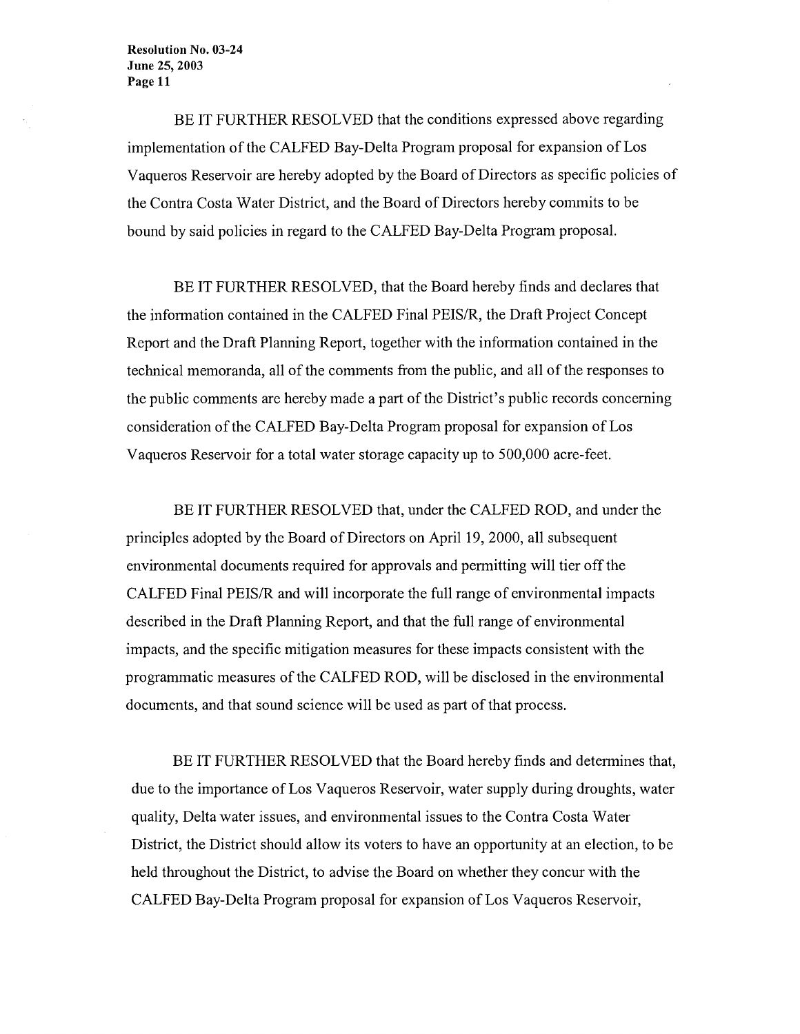BE IT FURTHER RESOLVED that the conditions expressed above regarding implementation of the CALFED Bay-Delta Program proposal for expansion of Los Vaqueros Reservoir are hereby adopted by the Board of Directors as specific policies of the Contra Costa Water District, and the Board of Directors hereby commits to be bound by said policies in regard to the CALFED Bay-Delta Program proposal.

BE IT FURTHER RESOLVED, that the Board hereby finds and declares that the information contained in the CALFED Final PEIS/R, the Draft Project Concept Report and the Draft Planning Report, together with the information contained in the technical memoranda, all of the comments from the public, and all of the responses to the public comments are hereby made a part of the District's public records concerning consideration of the CALFED Bay-Delta Program proposal for expansion of Los Vaqueros Reservoir for a total water storage capacity up to 500,000 acre-feet.

BE IT FURTHER RESOLVED that, under the CALFED ROD, and under the principles adopted by the Board of Directors on April 19, 2000, all subsequent environmental documents required for approvals and permitting will tier off the CALFED Final PEIS/R and will incorporate the full range of environmental impacts described in the Draft Planning Report, and that the full range of environmental impacts, and the specific mitigation measures for these impacts consistent with the programmatic measures of the CALFED ROD, will be disclosed in the environmental documents, and that sound science will be used as part of that process.

BE IT FURTHER RESOLVED that the Board hereby finds and determines that, due to the importance of Los Vaqueros Reservoir, water supply during droughts, water quality, Delta water issues, and environmental issues to the Contra Costa Water District, the District should allow its voters to have an opportunity at an election, to be held throughout the District, to advise the Board on whether they concur with the CALFED Bay-Delta Program proposal for expansion of Los Vaqueros Reservoir,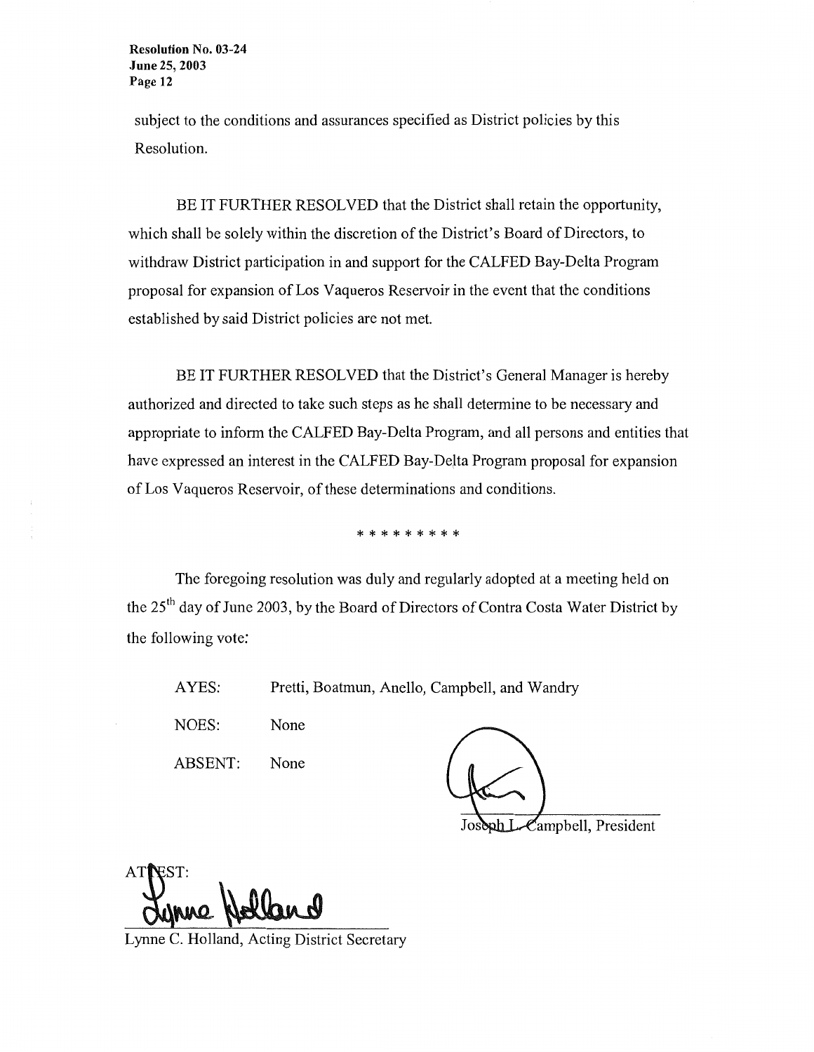subject to the conditions and assurances specified as District policies by this Resolution.

BE IT FURTHER RESOLVED that the District shall retain the opportunity, which shall be solely within the discretion of the District's Board of Directors, to withdraw District participation in and support for the CALFED Bay-Delta Program proposal for expansion of Los Vaqueros Reservoir in the event that the conditions established by said District policies are not met.

BE IT FURTHER RESOLVED that the District's General Manager is hereby authorized and directed to take such steps as he shall determine to be necessary and appropriate to inform the CALFED Bay-Delta Program, and all persons and entities that have expressed an interest in the CALFED Bay-Delta Program proposal for expansion of Los Vaqueros Reservoir, of these determinations and conditions.

* * * * * * * * *

The foregoing resolution was duly and regularly adopted at a meeting held on the 25th day of June 2003, by the Board of Directors of Contra Costa Water District by the following vote:

AYES: Pretti, Boatmun, Anello, Campbell, and Wandry

NOES: None

ABSENT: None

Joseph L. Campbell, President

ATTEST:

Lynne C. Holland, Acting District Secretary